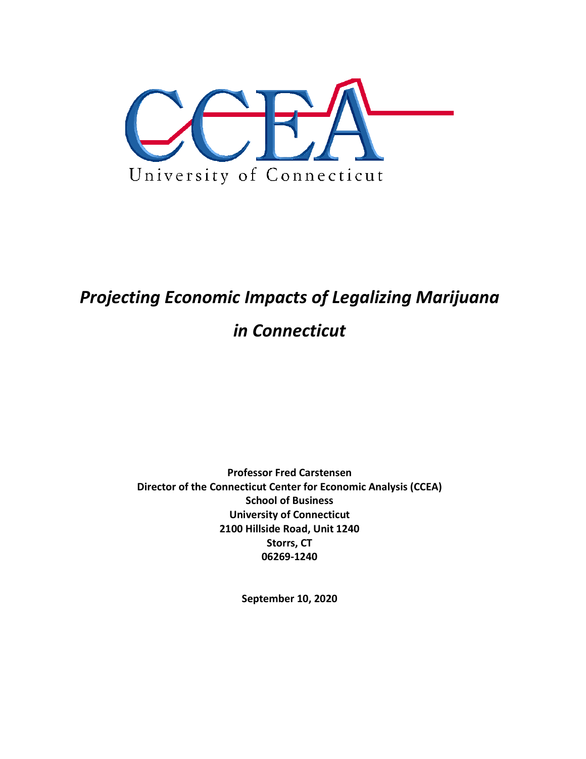CCEA

University of Connecticut

# *Projecting Economic Impacts of Legalizing Marijuana in Connecticut*

**Professor Fred Carstensen**
**Director of the Connecticut Center for Economic Analysis (CCEA)**
**School of Business**
**University of Connecticut**
**2100 Hillside Road, Unit 1240**
**Storrs, CT**
**06269-1240**

**September 10, 2020**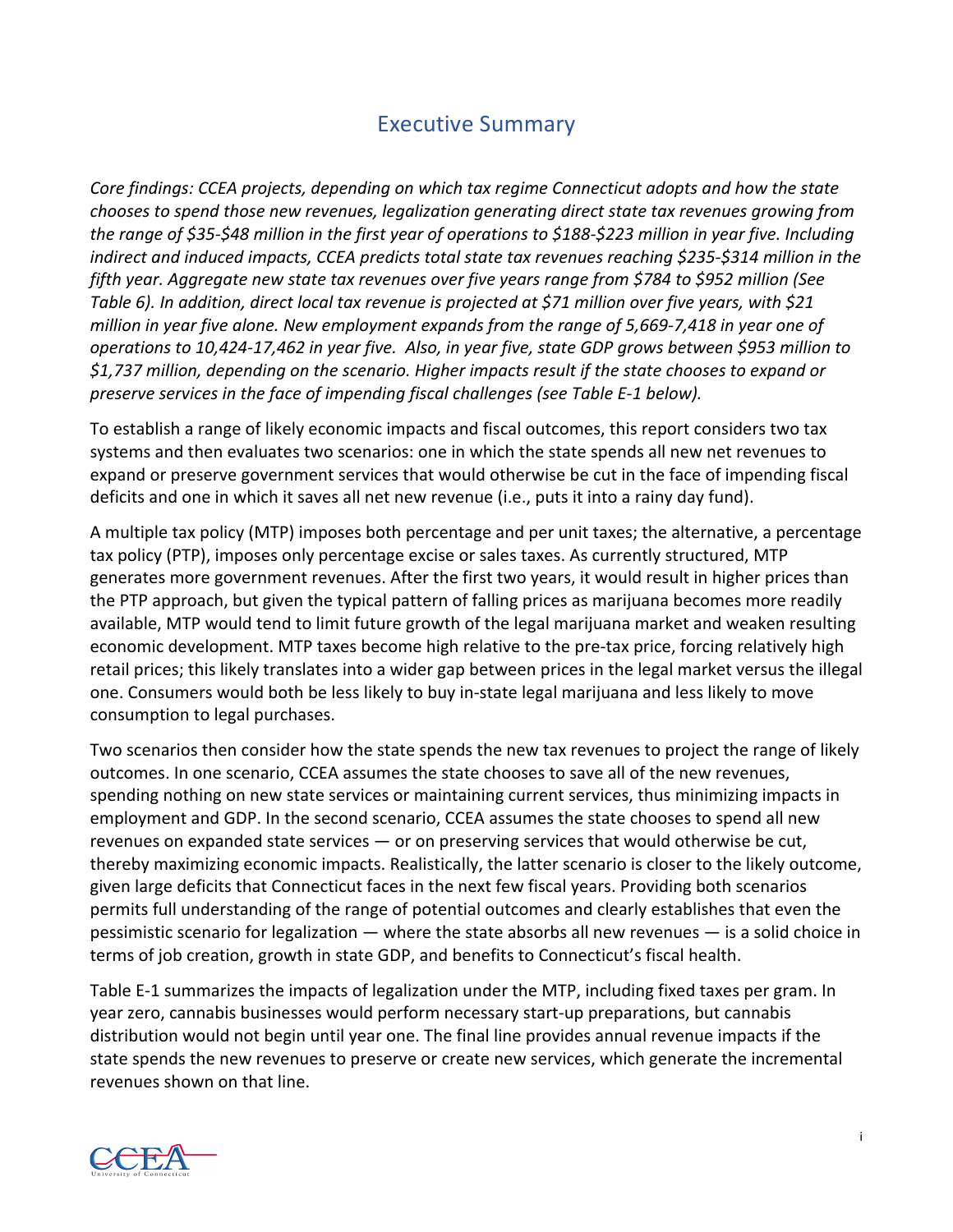# Executive Summary

*Core findings: CCEA projects, depending on which tax regime Connecticut adopts and how the state chooses to spend those new revenues, legalization generating direct state tax revenues growing from the range of $35-$48 million in the first year of operations to $188-$223 million in year five. Including indirect and induced impacts, CCEA predicts total state tax revenues reaching $235-$314 million in the fifth year. Aggregate new state tax revenues over five years range from $784 to $952 million (See Table 6). In addition, direct local tax revenue is projected at $71 million over five years, with $21 million in year five alone. New employment expands from the range of 5,669-7,418 in year one of operations to 10,424-17,462 in year five. Also, in year five, state GDP grows between $953 million to $1,737 million, depending on the scenario. Higher impacts result if the state chooses to expand or preserve services in the face of impending fiscal challenges (see Table E-1 below).*

To establish a range of likely economic impacts and fiscal outcomes, this report considers two tax systems and then evaluates two scenarios: one in which the state spends all new net revenues to expand or preserve government services that would otherwise be cut in the face of impending fiscal deficits and one in which it saves all net new revenue (i.e., puts it into a rainy day fund).

A multiple tax policy (MTP) imposes both percentage and per unit taxes; the alternative, a percentage tax policy (PTP), imposes only percentage excise or sales taxes. As currently structured, MTP generates more government revenues. After the first two years, it would result in higher prices than the PTP approach, but given the typical pattern of falling prices as marijuana becomes more readily available, MTP would tend to limit future growth of the legal marijuana market and weaken resulting economic development. MTP taxes become high relative to the pre-tax price, forcing relatively high retail prices; this likely translates into a wider gap between prices in the legal market versus the illegal one. Consumers would both be less likely to buy in-state legal marijuana and less likely to move consumption to legal purchases.

Two scenarios then consider how the state spends the new tax revenues to project the range of likely outcomes. In one scenario, CCEA assumes the state chooses to save all of the new revenues, spending nothing on new state services or maintaining current services, thus minimizing impacts in employment and GDP. In the second scenario, CCEA assumes the state chooses to spend all new revenues on expanded state services — or on preserving services that would otherwise be cut, thereby maximizing economic impacts. Realistically, the latter scenario is closer to the likely outcome, given large deficits that Connecticut faces in the next few fiscal years. Providing both scenarios permits full understanding of the range of potential outcomes and clearly establishes that even the pessimistic scenario for legalization — where the state absorbs all new revenues — is a solid choice in terms of job creation, growth in state GDP, and benefits to Connecticut's fiscal health.

Table E-1 summarizes the impacts of legalization under the MTP, including fixed taxes per gram. In year zero, cannabis businesses would perform necessary start-up preparations, but cannabis distribution would not begin until year one. The final line provides annual revenue impacts if the state spends the new revenues to preserve or create new services, which generate the incremental revenues shown on that line.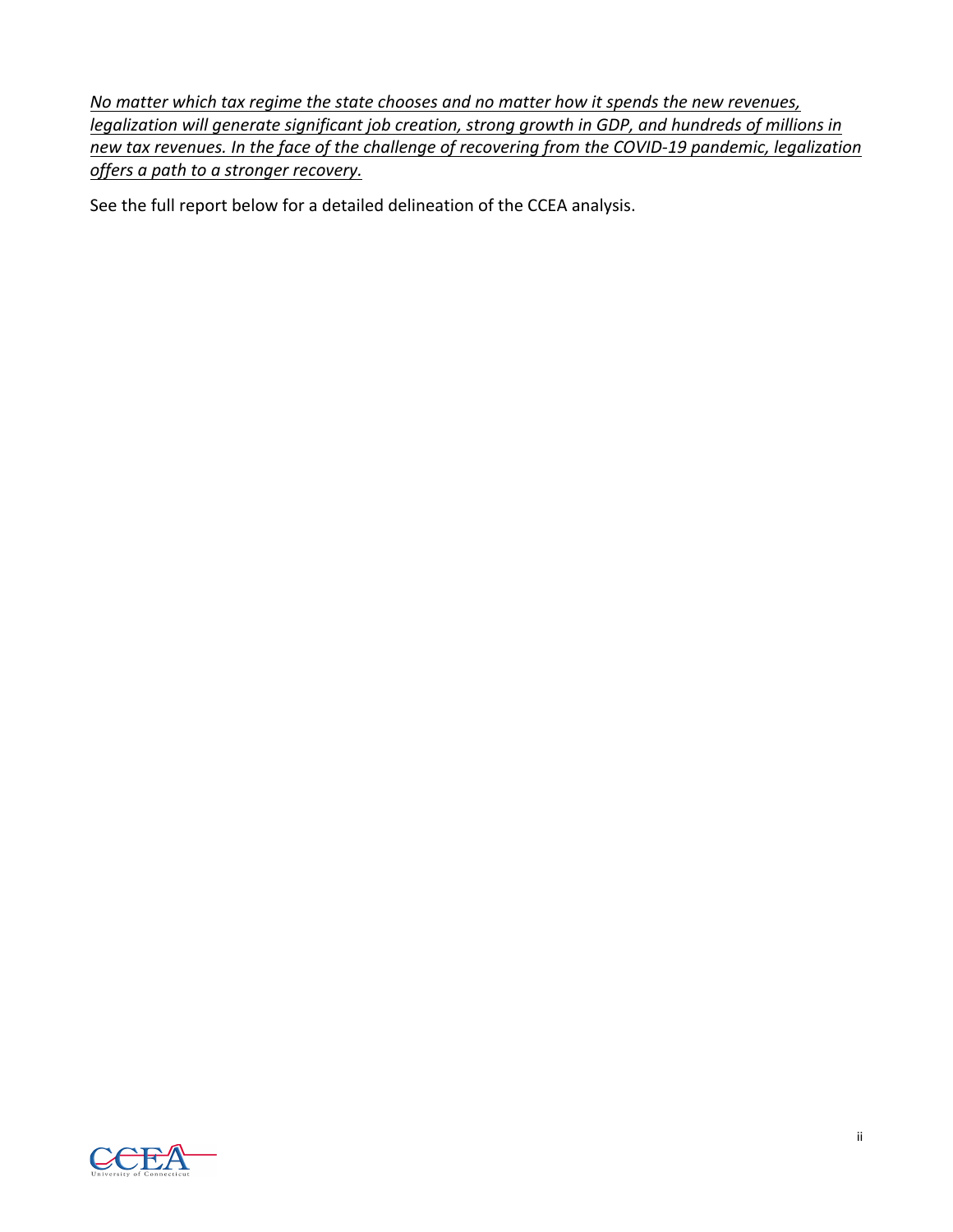<u>*No matter which tax regime the state chooses and no matter how it spends the new revenues, legalization will generate significant job creation, strong growth in GDP, and hundreds of millions in new tax revenues. In the face of the challenge of recovering from the COVID-19 pandemic, legalization offers a path to a stronger recovery.*</u>

See the full report below for a detailed delineation of the CCEA analysis.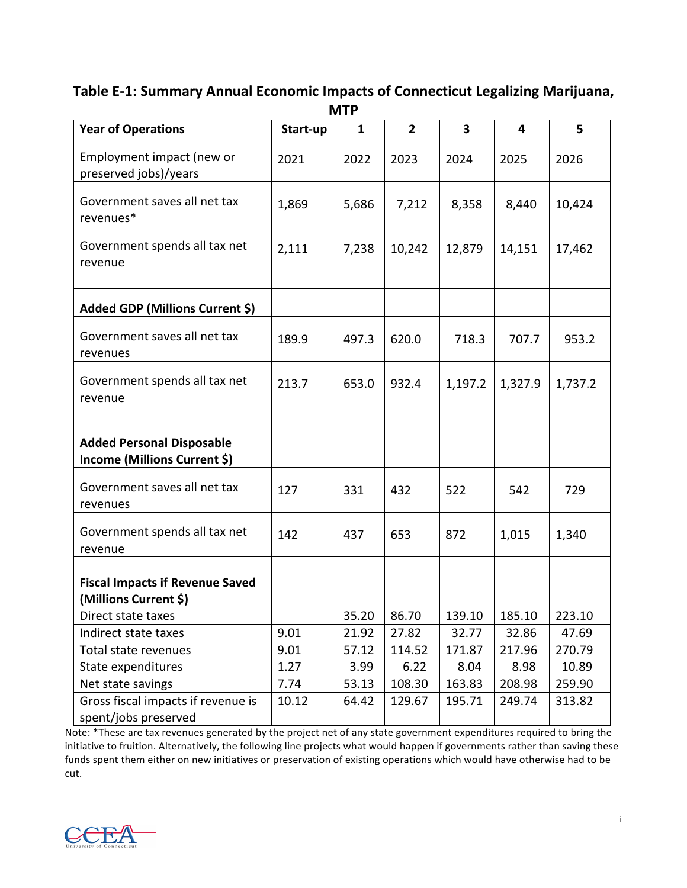**Table E-1: Summary Annual Economic Impacts of Connecticut Legalizing Marijuana, MTP**

| Year of Operations | Start-up | 1 | 2 | 3 | 4 | 5 |
|---|---|---|---|---|---|---|
| Employment impact (new or preserved jobs)/years | 2021 | 2022 | 2023 | 2024 | 2025 | 2026 |
| Government saves all net tax revenues* | 1,869 | 5,686 | 7,212 | 8,358 | 8,440 | 10,424 |
| Government spends all tax net revenue | 2,111 | 7,238 | 10,242 | 12,879 | 14,151 | 17,462 |
| | | | | | | |
| **Added GDP (Millions Current $)** | | | | | | |
| Government saves all net tax revenues | 189.9 | 497.3 | 620.0 | 718.3 | 707.7 | 953.2 |
| Government spends all tax net revenue | 213.7 | 653.0 | 932.4 | 1,197.2 | 1,327.9 | 1,737.2 |
| | | | | | | |
| **Added Personal Disposable Income (Millions Current $)** | | | | | | |
| Government saves all net tax revenues | 127 | 331 | 432 | 522 | 542 | 729 |
| Government spends all tax net revenue | 142 | 437 | 653 | 872 | 1,015 | 1,340 |
| | | | | | | |
| **Fiscal Impacts if Revenue Saved (Millions Current $)** | | | | | | |
| Direct state taxes | | 35.20 | 86.70 | 139.10 | 185.10 | 223.10 |
| Indirect state taxes | 9.01 | 21.92 | 27.82 | 32.77 | 32.86 | 47.69 |
| Total state revenues | 9.01 | 57.12 | 114.52 | 171.87 | 217.96 | 270.79 |
| State expenditures | 1.27 | 3.99 | 6.22 | 8.04 | 8.98 | 10.89 |
| Net state savings | 7.74 | 53.13 | 108.30 | 163.83 | 208.98 | 259.90 |
| Gross fiscal impacts if revenue is spent/jobs preserved | 10.12 | 64.42 | 129.67 | 195.71 | 249.74 | 313.82 |

Note: *These are tax revenues generated by the project net of any state government expenditures required to bring the initiative to fruition. Alternatively, the following line projects what would happen if governments rather than saving these funds spent them either on new initiatives or preservation of existing operations which would have otherwise had to be cut.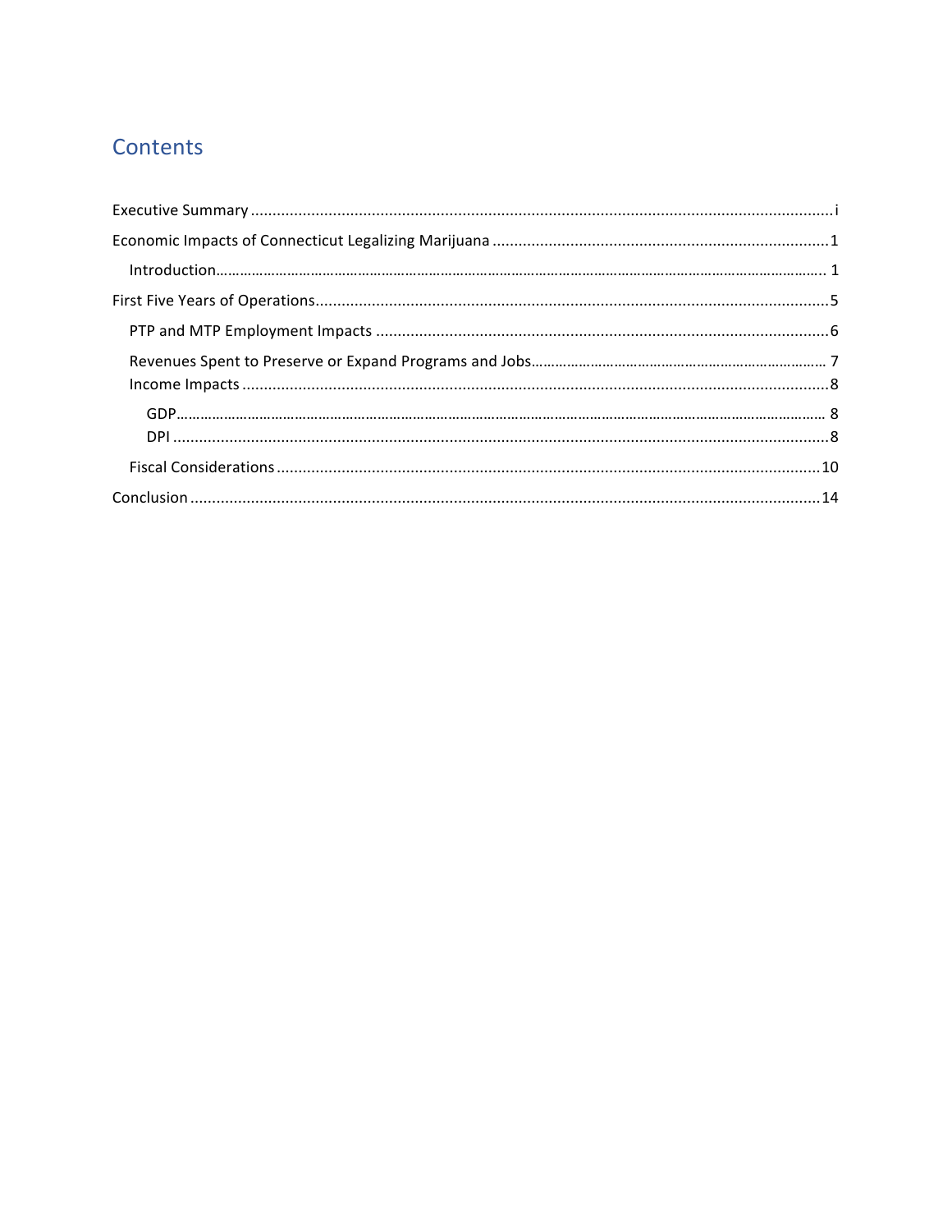# Contents

- Executive Summary ... i
- Economic Impacts of Connecticut Legalizing Marijuana ... 1
  - Introduction ... 1
- First Five Years of Operations ... 5
  - PTP and MTP Employment Impacts ... 6
  - Revenues Spent to Preserve or Expand Programs and Jobs ... 7
  - Income Impacts ... 8
    - GDP ... 8
    - DPI ... 8
  - Fiscal Considerations ... 10
- Conclusion ... 14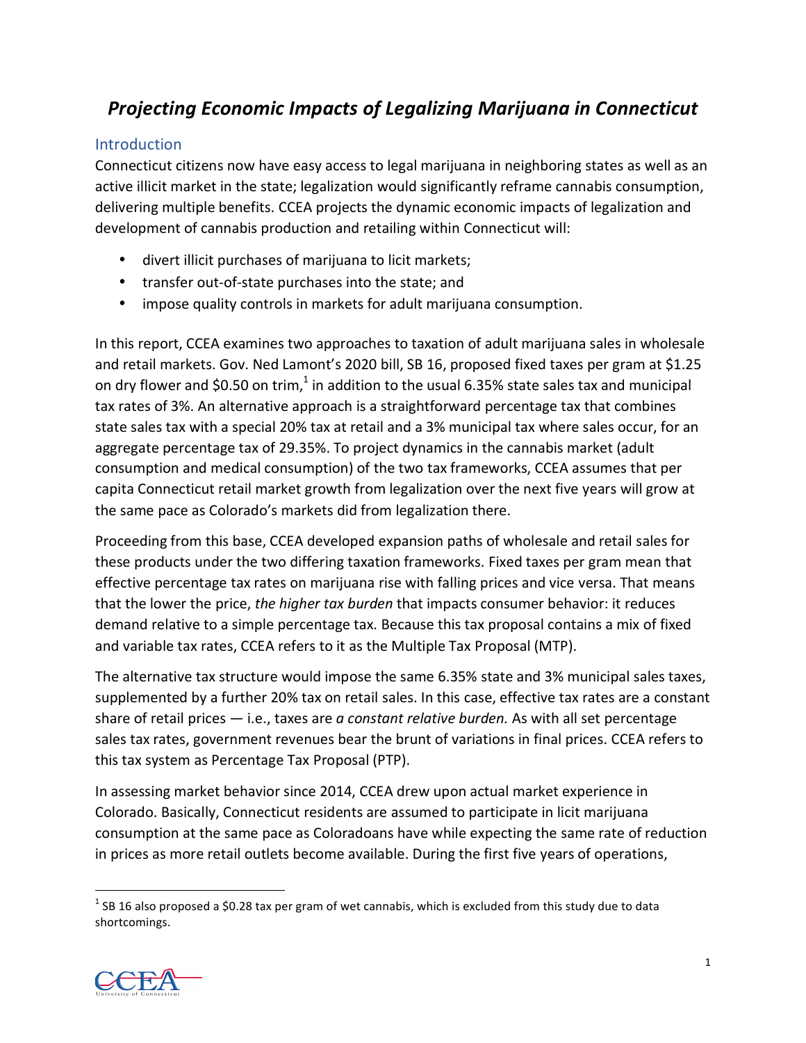# *Projecting Economic Impacts of Legalizing Marijuana in Connecticut*

## Introduction

Connecticut citizens now have easy access to legal marijuana in neighboring states as well as an active illicit market in the state; legalization would significantly reframe cannabis consumption, delivering multiple benefits. CCEA projects the dynamic economic impacts of legalization and development of cannabis production and retailing within Connecticut will:

- divert illicit purchases of marijuana to licit markets;
- transfer out-of-state purchases into the state; and
- impose quality controls in markets for adult marijuana consumption.

In this report, CCEA examines two approaches to taxation of adult marijuana sales in wholesale and retail markets. Gov. Ned Lamont's 2020 bill, SB 16, proposed fixed taxes per gram at $1.25 on dry flower and $0.50 on trim,[1] in addition to the usual 6.35% state sales tax and municipal tax rates of 3%. An alternative approach is a straightforward percentage tax that combines state sales tax with a special 20% tax at retail and a 3% municipal tax where sales occur, for an aggregate percentage tax of 29.35%. To project dynamics in the cannabis market (adult consumption and medical consumption) of the two tax frameworks, CCEA assumes that per capita Connecticut retail market growth from legalization over the next five years will grow at the same pace as Colorado's markets did from legalization there.

Proceeding from this base, CCEA developed expansion paths of wholesale and retail sales for these products under the two differing taxation frameworks. Fixed taxes per gram mean that effective percentage tax rates on marijuana rise with falling prices and vice versa. That means that the lower the price, *the higher tax burden* that impacts consumer behavior: it reduces demand relative to a simple percentage tax. Because this tax proposal contains a mix of fixed and variable tax rates, CCEA refers to it as the Multiple Tax Proposal (MTP).

The alternative tax structure would impose the same 6.35% state and 3% municipal sales taxes, supplemented by a further 20% tax on retail sales. In this case, effective tax rates are a constant share of retail prices — i.e., taxes are *a constant relative burden.* As with all set percentage sales tax rates, government revenues bear the brunt of variations in final prices. CCEA refers to this tax system as Percentage Tax Proposal (PTP).

In assessing market behavior since 2014, CCEA drew upon actual market experience in Colorado. Basically, Connecticut residents are assumed to participate in licit marijuana consumption at the same pace as Coloradoans have while expecting the same rate of reduction in prices as more retail outlets become available. During the first five years of operations,

[1] SB 16 also proposed a $0.28 tax per gram of wet cannabis, which is excluded from this study due to data shortcomings.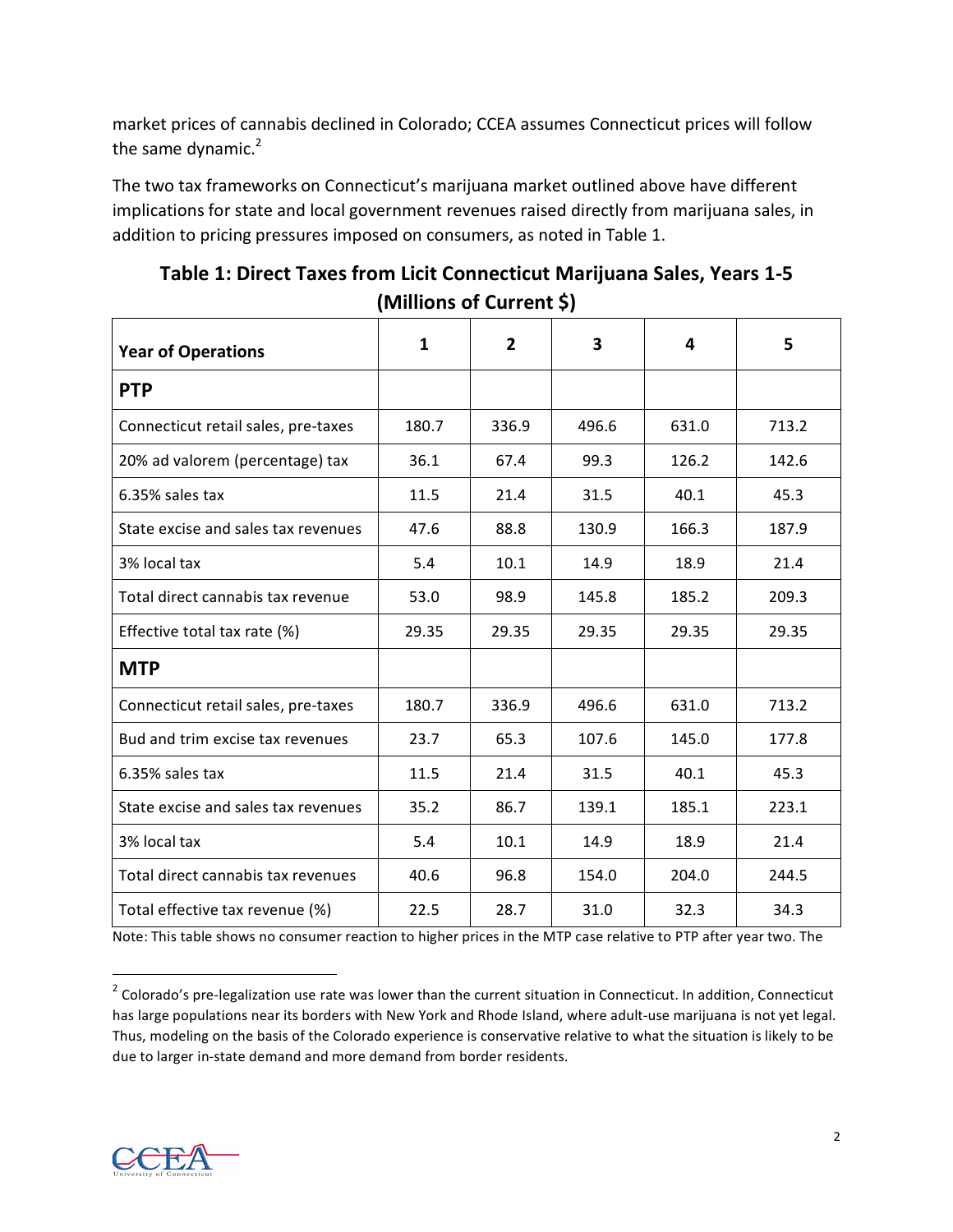market prices of cannabis declined in Colorado; CCEA assumes Connecticut prices will follow the same dynamic.[2]

The two tax frameworks on Connecticut's marijuana market outlined above have different implications for state and local government revenues raised directly from marijuana sales, in addition to pricing pressures imposed on consumers, as noted in Table 1.

**Table 1: Direct Taxes from Licit Connecticut Marijuana Sales, Years 1-5 (Millions of Current $)**

| Year of Operations | 1 | 2 | 3 | 4 | 5 |
|---|---|---|---|---|---|
| **PTP** | | | | | |
| Connecticut retail sales, pre-taxes | 180.7 | 336.9 | 496.6 | 631.0 | 713.2 |
| 20% ad valorem (percentage) tax | 36.1 | 67.4 | 99.3 | 126.2 | 142.6 |
| 6.35% sales tax | 11.5 | 21.4 | 31.5 | 40.1 | 45.3 |
| State excise and sales tax revenues | 47.6 | 88.8 | 130.9 | 166.3 | 187.9 |
| 3% local tax | 5.4 | 10.1 | 14.9 | 18.9 | 21.4 |
| Total direct cannabis tax revenue | 53.0 | 98.9 | 145.8 | 185.2 | 209.3 |
| Effective total tax rate (%) | 29.35 | 29.35 | 29.35 | 29.35 | 29.35 |
| **MTP** | | | | | |
| Connecticut retail sales, pre-taxes | 180.7 | 336.9 | 496.6 | 631.0 | 713.2 |
| Bud and trim excise tax revenues | 23.7 | 65.3 | 107.6 | 145.0 | 177.8 |
| 6.35% sales tax | 11.5 | 21.4 | 31.5 | 40.1 | 45.3 |
| State excise and sales tax revenues | 35.2 | 86.7 | 139.1 | 185.1 | 223.1 |
| 3% local tax | 5.4 | 10.1 | 14.9 | 18.9 | 21.4 |
| Total direct cannabis tax revenues | 40.6 | 96.8 | 154.0 | 204.0 | 244.5 |
| Total effective tax revenue (%) | 22.5 | 28.7 | 31.0 | 32.3 | 34.3 |

Note: This table shows no consumer reaction to higher prices in the MTP case relative to PTP after year two. The

[2] Colorado's pre-legalization use rate was lower than the current situation in Connecticut. In addition, Connecticut has large populations near its borders with New York and Rhode Island, where adult-use marijuana is not yet legal. Thus, modeling on the basis of the Colorado experience is conservative relative to what the situation is likely to be due to larger in-state demand and more demand from border residents.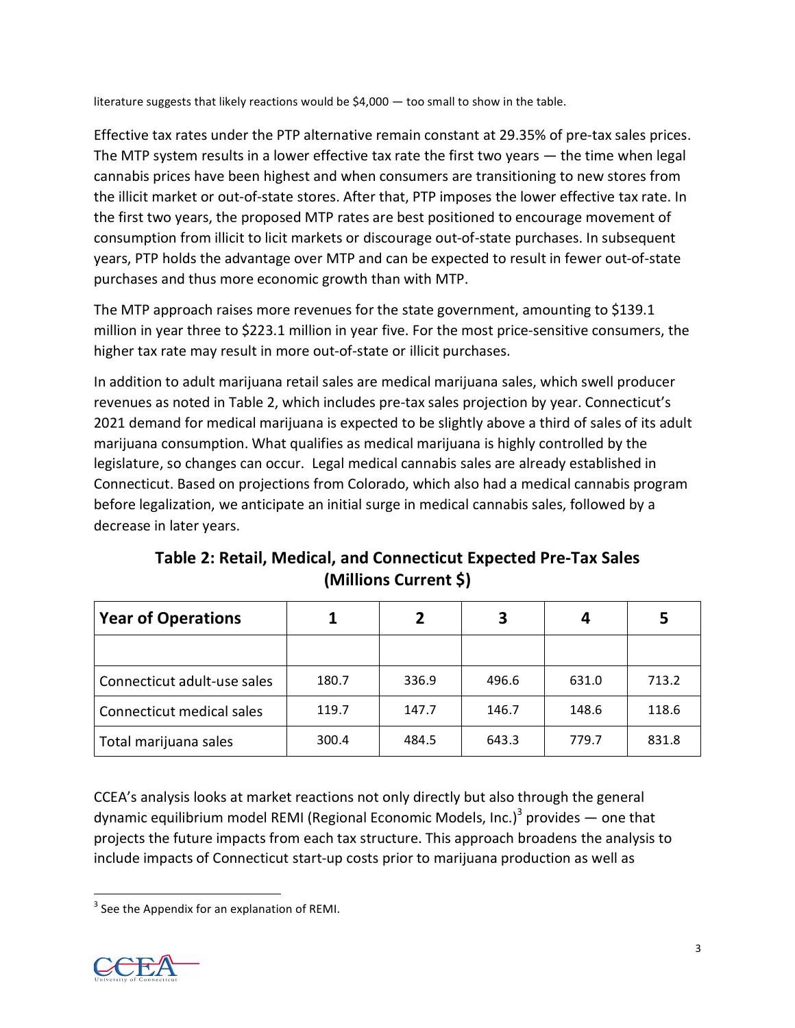literature suggests that likely reactions would be $4,000 — too small to show in the table.

Effective tax rates under the PTP alternative remain constant at 29.35% of pre-tax sales prices. The MTP system results in a lower effective tax rate the first two years — the time when legal cannabis prices have been highest and when consumers are transitioning to new stores from the illicit market or out-of-state stores. After that, PTP imposes the lower effective tax rate. In the first two years, the proposed MTP rates are best positioned to encourage movement of consumption from illicit to licit markets or discourage out-of-state purchases. In subsequent years, PTP holds the advantage over MTP and can be expected to result in fewer out-of-state purchases and thus more economic growth than with MTP.

The MTP approach raises more revenues for the state government, amounting to $139.1 million in year three to $223.1 million in year five. For the most price-sensitive consumers, the higher tax rate may result in more out-of-state or illicit purchases.

In addition to adult marijuana retail sales are medical marijuana sales, which swell producer revenues as noted in Table 2, which includes pre-tax sales projection by year. Connecticut's 2021 demand for medical marijuana is expected to be slightly above a third of sales of its adult marijuana consumption. What qualifies as medical marijuana is highly controlled by the legislature, so changes can occur. Legal medical cannabis sales are already established in Connecticut. Based on projections from Colorado, which also had a medical cannabis program before legalization, we anticipate an initial surge in medical cannabis sales, followed by a decrease in later years.

**Table 2: Retail, Medical, and Connecticut Expected Pre-Tax Sales (Millions Current $)**

| Year of Operations | 1 | 2 | 3 | 4 | 5 |
|---|---|---|---|---|---|
| | | | | | |
| Connecticut adult-use sales | 180.7 | 336.9 | 496.6 | 631.0 | 713.2 |
| Connecticut medical sales | 119.7 | 147.7 | 146.7 | 148.6 | 118.6 |
| Total marijuana sales | 300.4 | 484.5 | 643.3 | 779.7 | 831.8 |

CCEA's analysis looks at market reactions not only directly but also through the general dynamic equilibrium model REMI (Regional Economic Models, Inc.)[3] provides — one that projects the future impacts from each tax structure. This approach broadens the analysis to include impacts of Connecticut start-up costs prior to marijuana production as well as

[3] See the Appendix for an explanation of REMI.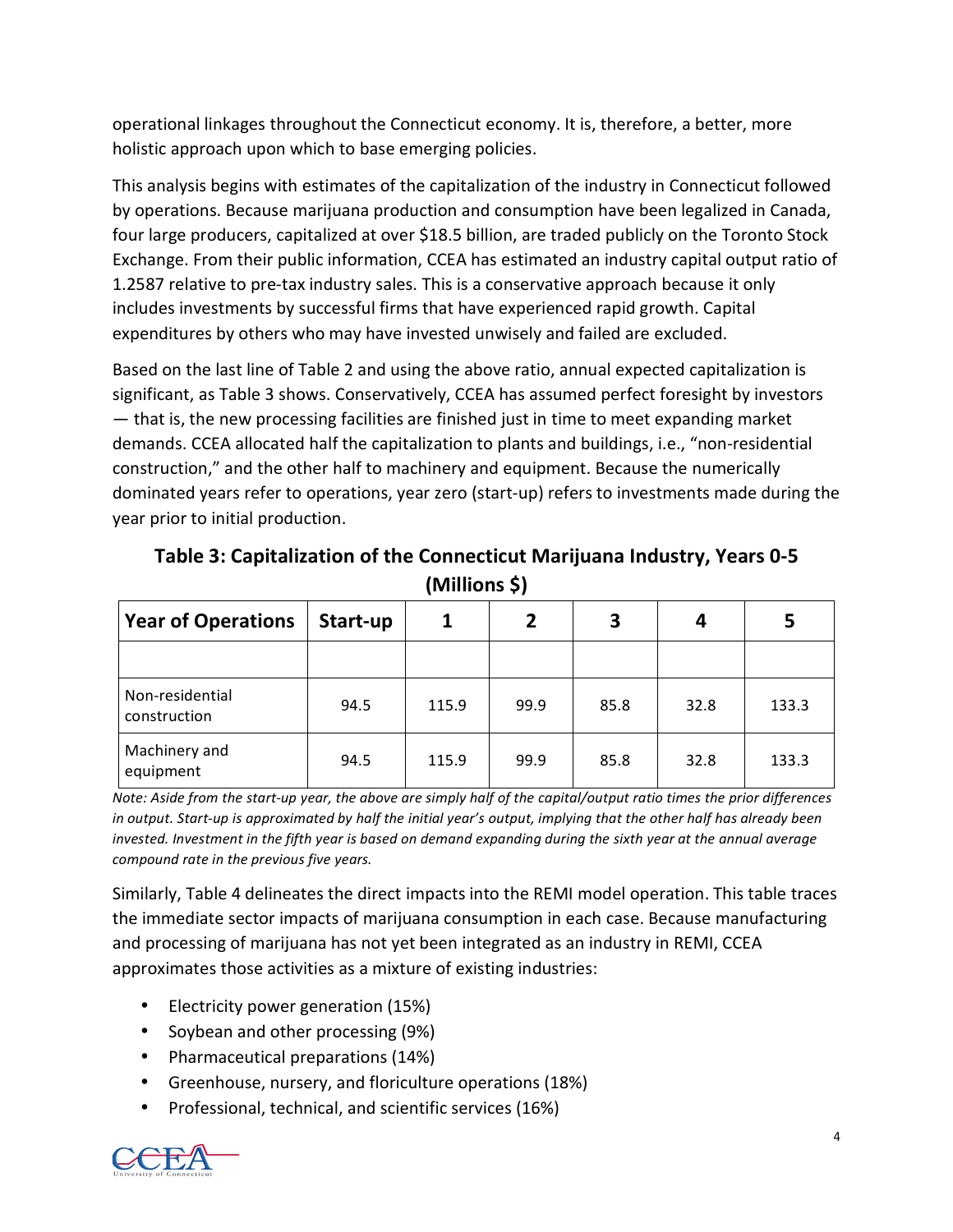operational linkages throughout the Connecticut economy. It is, therefore, a better, more holistic approach upon which to base emerging policies.

This analysis begins with estimates of the capitalization of the industry in Connecticut followed by operations. Because marijuana production and consumption have been legalized in Canada, four large producers, capitalized at over $18.5 billion, are traded publicly on the Toronto Stock Exchange. From their public information, CCEA has estimated an industry capital output ratio of 1.2587 relative to pre-tax industry sales. This is a conservative approach because it only includes investments by successful firms that have experienced rapid growth. Capital expenditures by others who may have invested unwisely and failed are excluded.

Based on the last line of Table 2 and using the above ratio, annual expected capitalization is significant, as Table 3 shows. Conservatively, CCEA has assumed perfect foresight by investors — that is, the new processing facilities are finished just in time to meet expanding market demands. CCEA allocated half the capitalization to plants and buildings, i.e., "non-residential construction," and the other half to machinery and equipment. Because the numerically dominated years refer to operations, year zero (start-up) refers to investments made during the year prior to initial production.

**Table 3: Capitalization of the Connecticut Marijuana Industry, Years 0-5 (Millions $)**

| Year of Operations | Start-up | 1 | 2 | 3 | 4 | 5 |
|---|---|---|---|---|---|---|
| | | | | | | |
| Non-residential construction | 94.5 | 115.9 | 99.9 | 85.8 | 32.8 | 133.3 |
| Machinery and equipment | 94.5 | 115.9 | 99.9 | 85.8 | 32.8 | 133.3 |

*Note: Aside from the start-up year, the above are simply half of the capital/output ratio times the prior differences in output. Start-up is approximated by half the initial year's output, implying that the other half has already been invested. Investment in the fifth year is based on demand expanding during the sixth year at the annual average compound rate in the previous five years.*

Similarly, Table 4 delineates the direct impacts into the REMI model operation. This table traces the immediate sector impacts of marijuana consumption in each case. Because manufacturing and processing of marijuana has not yet been integrated as an industry in REMI, CCEA approximates those activities as a mixture of existing industries:

- Electricity power generation (15%)
- Soybean and other processing (9%)
- Pharmaceutical preparations (14%)
- Greenhouse, nursery, and floriculture operations (18%)
- Professional, technical, and scientific services (16%)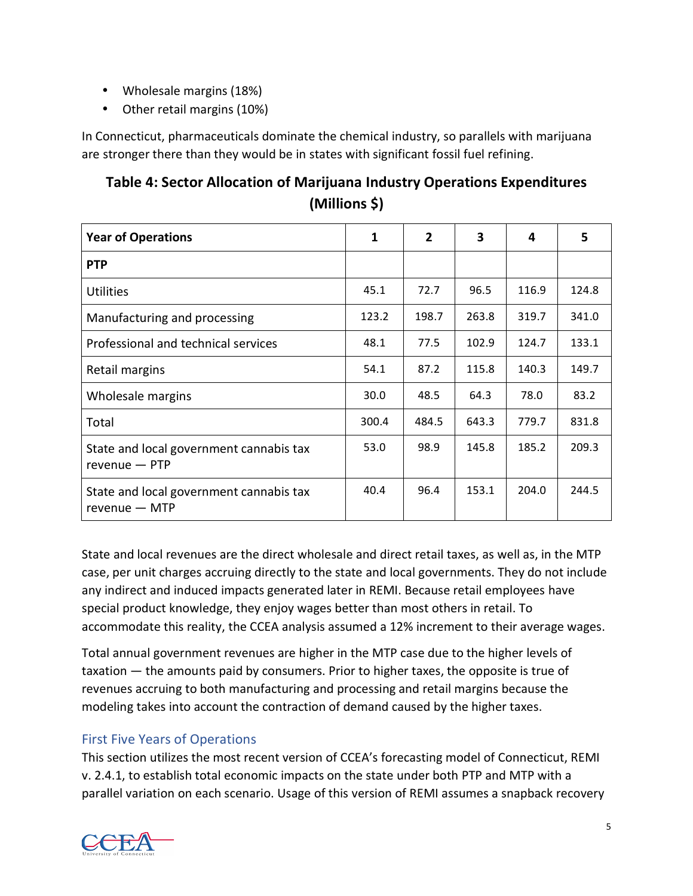- Wholesale margins (18%)
- Other retail margins (10%)

In Connecticut, pharmaceuticals dominate the chemical industry, so parallels with marijuana are stronger there than they would be in states with significant fossil fuel refining.

## Table 4: Sector Allocation of Marijuana Industry Operations Expenditures (Millions $)

| Year of Operations | 1 | 2 | 3 | 4 | 5 |
|---|---|---|---|---|---|
| **PTP** | | | | | |
| Utilities | 45.1 | 72.7 | 96.5 | 116.9 | 124.8 |
| Manufacturing and processing | 123.2 | 198.7 | 263.8 | 319.7 | 341.0 |
| Professional and technical services | 48.1 | 77.5 | 102.9 | 124.7 | 133.1 |
| Retail margins | 54.1 | 87.2 | 115.8 | 140.3 | 149.7 |
| Wholesale margins | 30.0 | 48.5 | 64.3 | 78.0 | 83.2 |
| Total | 300.4 | 484.5 | 643.3 | 779.7 | 831.8 |
| State and local government cannabis tax revenue — PTP | 53.0 | 98.9 | 145.8 | 185.2 | 209.3 |
| State and local government cannabis tax revenue — MTP | 40.4 | 96.4 | 153.1 | 204.0 | 244.5 |

State and local revenues are the direct wholesale and direct retail taxes, as well as, in the MTP case, per unit charges accruing directly to the state and local governments. They do not include any indirect and induced impacts generated later in REMI. Because retail employees have special product knowledge, they enjoy wages better than most others in retail. To accommodate this reality, the CCEA analysis assumed a 12% increment to their average wages.

Total annual government revenues are higher in the MTP case due to the higher levels of taxation — the amounts paid by consumers. Prior to higher taxes, the opposite is true of revenues accruing to both manufacturing and processing and retail margins because the modeling takes into account the contraction of demand caused by the higher taxes.

### First Five Years of Operations

This section utilizes the most recent version of CCEA's forecasting model of Connecticut, REMI v. 2.4.1, to establish total economic impacts on the state under both PTP and MTP with a parallel variation on each scenario. Usage of this version of REMI assumes a snapback recovery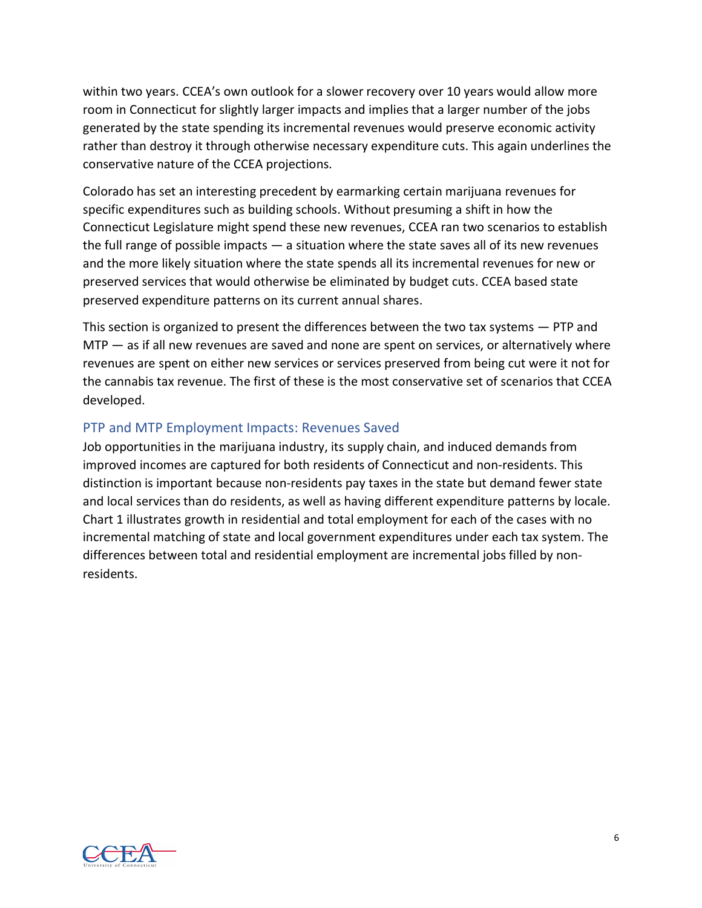within two years. CCEA's own outlook for a slower recovery over 10 years would allow more room in Connecticut for slightly larger impacts and implies that a larger number of the jobs generated by the state spending its incremental revenues would preserve economic activity rather than destroy it through otherwise necessary expenditure cuts. This again underlines the conservative nature of the CCEA projections.

Colorado has set an interesting precedent by earmarking certain marijuana revenues for specific expenditures such as building schools. Without presuming a shift in how the Connecticut Legislature might spend these new revenues, CCEA ran two scenarios to establish the full range of possible impacts — a situation where the state saves all of its new revenues and the more likely situation where the state spends all its incremental revenues for new or preserved services that would otherwise be eliminated by budget cuts. CCEA based state preserved expenditure patterns on its current annual shares.

This section is organized to present the differences between the two tax systems — PTP and MTP — as if all new revenues are saved and none are spent on services, or alternatively where revenues are spent on either new services or services preserved from being cut were it not for the cannabis tax revenue. The first of these is the most conservative set of scenarios that CCEA developed.

## PTP and MTP Employment Impacts: Revenues Saved

Job opportunities in the marijuana industry, its supply chain, and induced demands from improved incomes are captured for both residents of Connecticut and non-residents. This distinction is important because non-residents pay taxes in the state but demand fewer state and local services than do residents, as well as having different expenditure patterns by locale. Chart 1 illustrates growth in residential and total employment for each of the cases with no incremental matching of state and local government expenditures under each tax system. The differences between total and residential employment are incremental jobs filled by non-residents.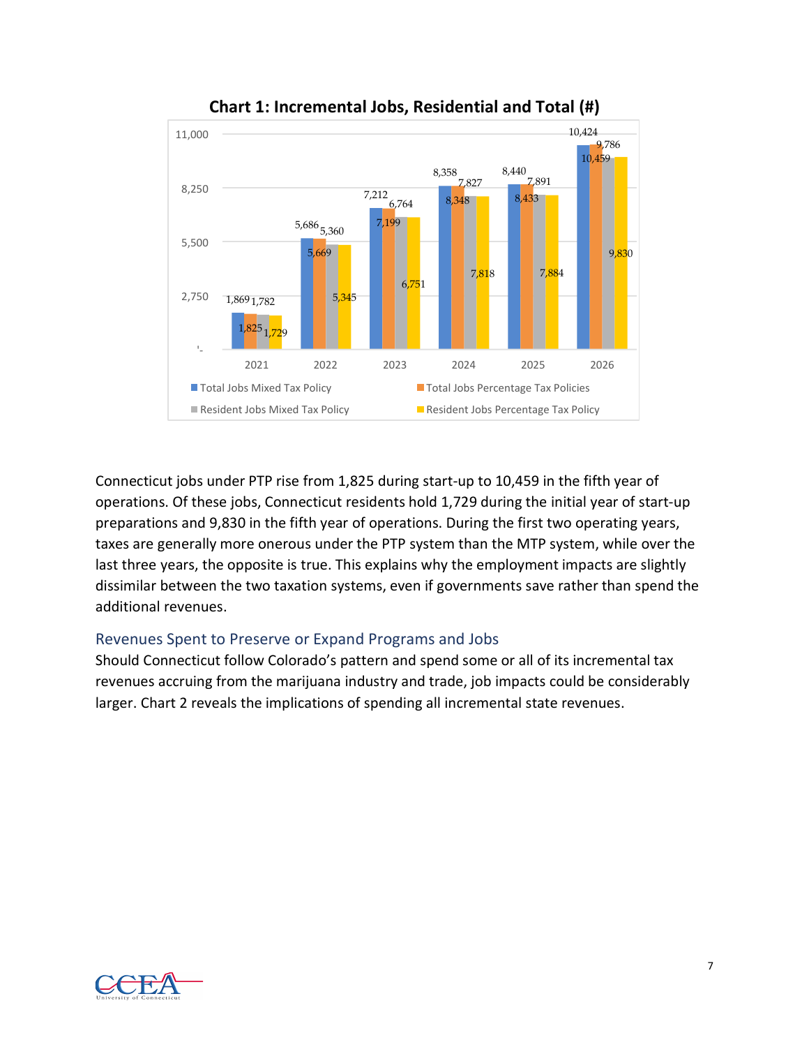**Chart 1: Incremental Jobs, Residential and Total (#)**

| Year | Total Jobs Mixed Tax Policy | Total Jobs Percentage Tax Policies | Resident Jobs Mixed Tax Policy | Resident Jobs Percentage Tax Policy |
|---|---|---|---|---|
| 2021 | 1,869 | 1,825 | 1,782 | 1,729 |
| 2022 | 5,686 | 5,669 | 5,360 | 5,345 |
| 2023 | 7,212 | 7,199 | 6,764 | 6,751 |
| 2024 | 8,358 | 8,348 | 7,827 | 7,818 |
| 2025 | 8,440 | 8,433 | 7,891 | 7,884 |
| 2026 | 10,424 | 10,459 | 9,786 | 9,830 |

Connecticut jobs under PTP rise from 1,825 during start-up to 10,459 in the fifth year of operations. Of these jobs, Connecticut residents hold 1,729 during the initial year of start-up preparations and 9,830 in the fifth year of operations. During the first two operating years, taxes are generally more onerous under the PTP system than the MTP system, while over the last three years, the opposite is true. This explains why the employment impacts are slightly dissimilar between the two taxation systems, even if governments save rather than spend the additional revenues.

## Revenues Spent to Preserve or Expand Programs and Jobs

Should Connecticut follow Colorado's pattern and spend some or all of its incremental tax revenues accruing from the marijuana industry and trade, job impacts could be considerably larger. Chart 2 reveals the implications of spending all incremental state revenues.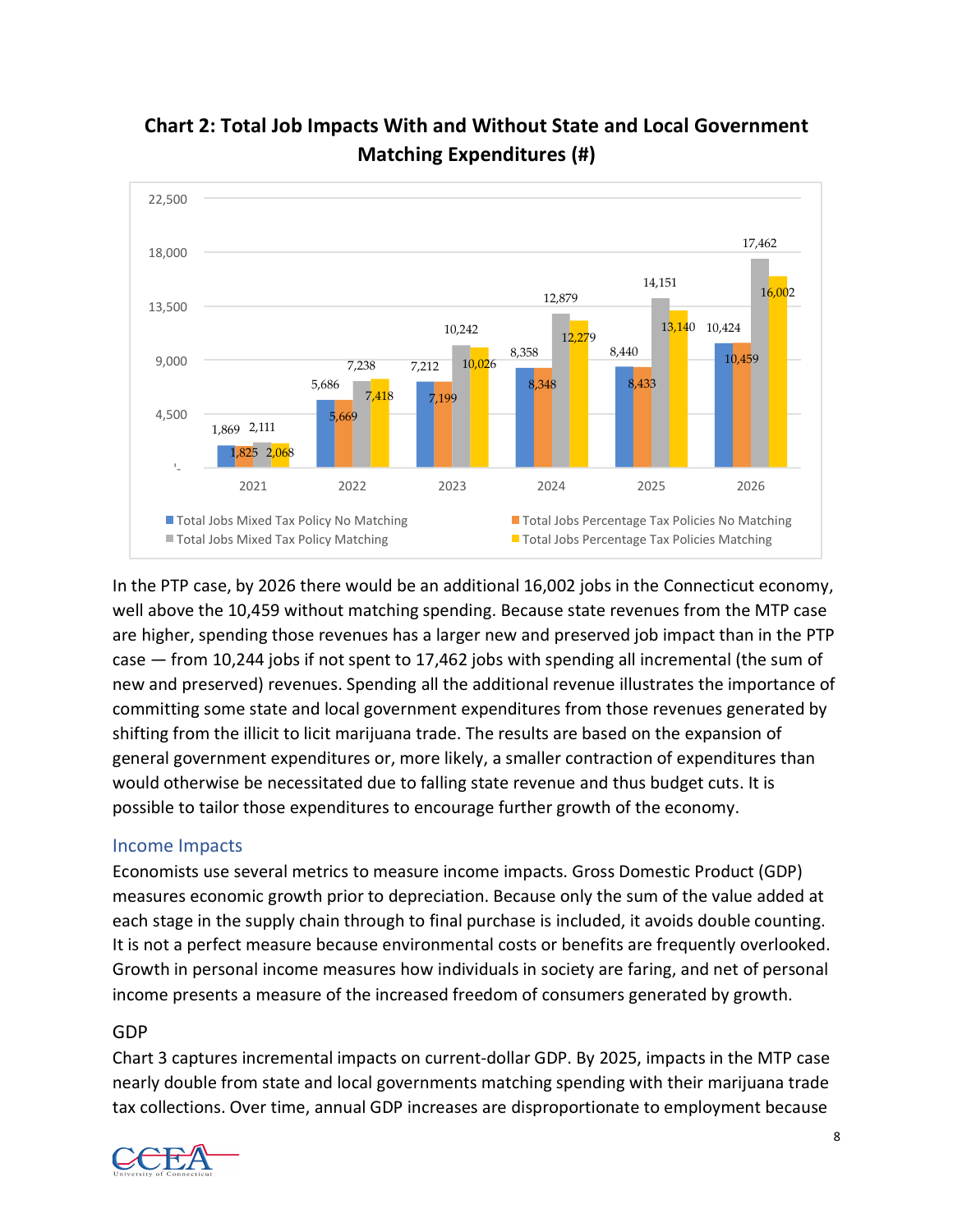**Chart 2: Total Job Impacts With and Without State and Local Government Matching Expenditures (#)**

| Year | Total Jobs Mixed Tax Policy No Matching | Total Jobs Percentage Tax Policies No Matching | Total Jobs Mixed Tax Policy Matching | Total Jobs Percentage Tax Policies Matching |
|---|---|---|---|---|
| 2021 | 1,869 | 1,825 | 2,111 | 2,068 |
| 2022 | 5,686 | 5,669 | 7,238 | 7,418 |
| 2023 | 7,212 | 7,199 | 10,242 | 10,026 |
| 2024 | 8,358 | 8,348 | 12,879 | 12,279 |
| 2025 | 8,440 | 8,433 | 14,151 | 13,140 |
| 2026 | 10,424 | 10,459 | 17,462 | 16,002 |

In the PTP case, by 2026 there would be an additional 16,002 jobs in the Connecticut economy, well above the 10,459 without matching spending. Because state revenues from the MTP case are higher, spending those revenues has a larger new and preserved job impact than in the PTP case — from 10,244 jobs if not spent to 17,462 jobs with spending all incremental (the sum of new and preserved) revenues. Spending all the additional revenue illustrates the importance of committing some state and local government expenditures from those revenues generated by shifting from the illicit to licit marijuana trade. The results are based on the expansion of general government expenditures or, more likely, a smaller contraction of expenditures than would otherwise be necessitated due to falling state revenue and thus budget cuts. It is possible to tailor those expenditures to encourage further growth of the economy.

## Income Impacts

Economists use several metrics to measure income impacts. Gross Domestic Product (GDP) measures economic growth prior to depreciation. Because only the sum of the value added at each stage in the supply chain through to final purchase is included, it avoids double counting. It is not a perfect measure because environmental costs or benefits are frequently overlooked. Growth in personal income measures how individuals in society are faring, and net of personal income presents a measure of the increased freedom of consumers generated by growth.

### GDP

Chart 3 captures incremental impacts on current-dollar GDP. By 2025, impacts in the MTP case nearly double from state and local governments matching spending with their marijuana trade tax collections. Over time, annual GDP increases are disproportionate to employment because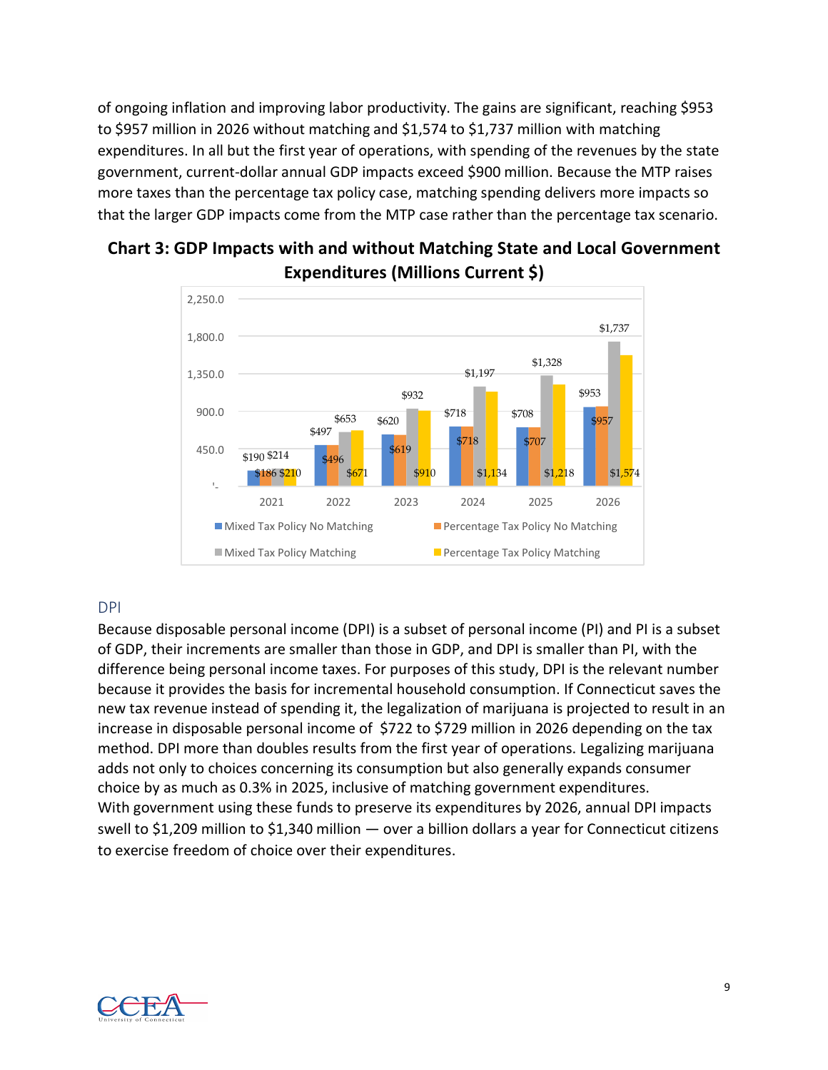of ongoing inflation and improving labor productivity. The gains are significant, reaching $953 to $957 million in 2026 without matching and $1,574 to $1,737 million with matching expenditures. In all but the first year of operations, with spending of the revenues by the state government, current-dollar annual GDP impacts exceed $900 million. Because the MTP raises more taxes than the percentage tax policy case, matching spending delivers more impacts so that the larger GDP impacts come from the MTP case rather than the percentage tax scenario.

**Chart 3: GDP Impacts with and without Matching State and Local Government Expenditures (Millions Current $)**

| Year | Mixed Tax Policy No Matching | Percentage Tax Policy No Matching | Mixed Tax Policy Matching | Percentage Tax Policy Matching |
|---|---|---|---|---|
| 2021 | $190 | $186 | $214 | $210 |
| 2022 | $497 | $496 | $653 | $671 |
| 2023 | $620 | $619 | $932 | $910 |
| 2024 | $718 | $718 | $1,197 | $1,134 |
| 2025 | $708 | $707 | $1,328 | $1,218 |
| 2026 | $953 | $957 | $1,737 | $1,574 |

## DPI

Because disposable personal income (DPI) is a subset of personal income (PI) and PI is a subset of GDP, their increments are smaller than those in GDP, and DPI is smaller than PI, with the difference being personal income taxes. For purposes of this study, DPI is the relevant number because it provides the basis for incremental household consumption. If Connecticut saves the new tax revenue instead of spending it, the legalization of marijuana is projected to result in an increase in disposable personal income of $722 to $729 million in 2026 depending on the tax method. DPI more than doubles results from the first year of operations. Legalizing marijuana adds not only to choices concerning its consumption but also generally expands consumer choice by as much as 0.3% in 2025, inclusive of matching government expenditures. With government using these funds to preserve its expenditures by 2026, annual DPI impacts swell to $1,209 million to $1,340 million — over a billion dollars a year for Connecticut citizens to exercise freedom of choice over their expenditures.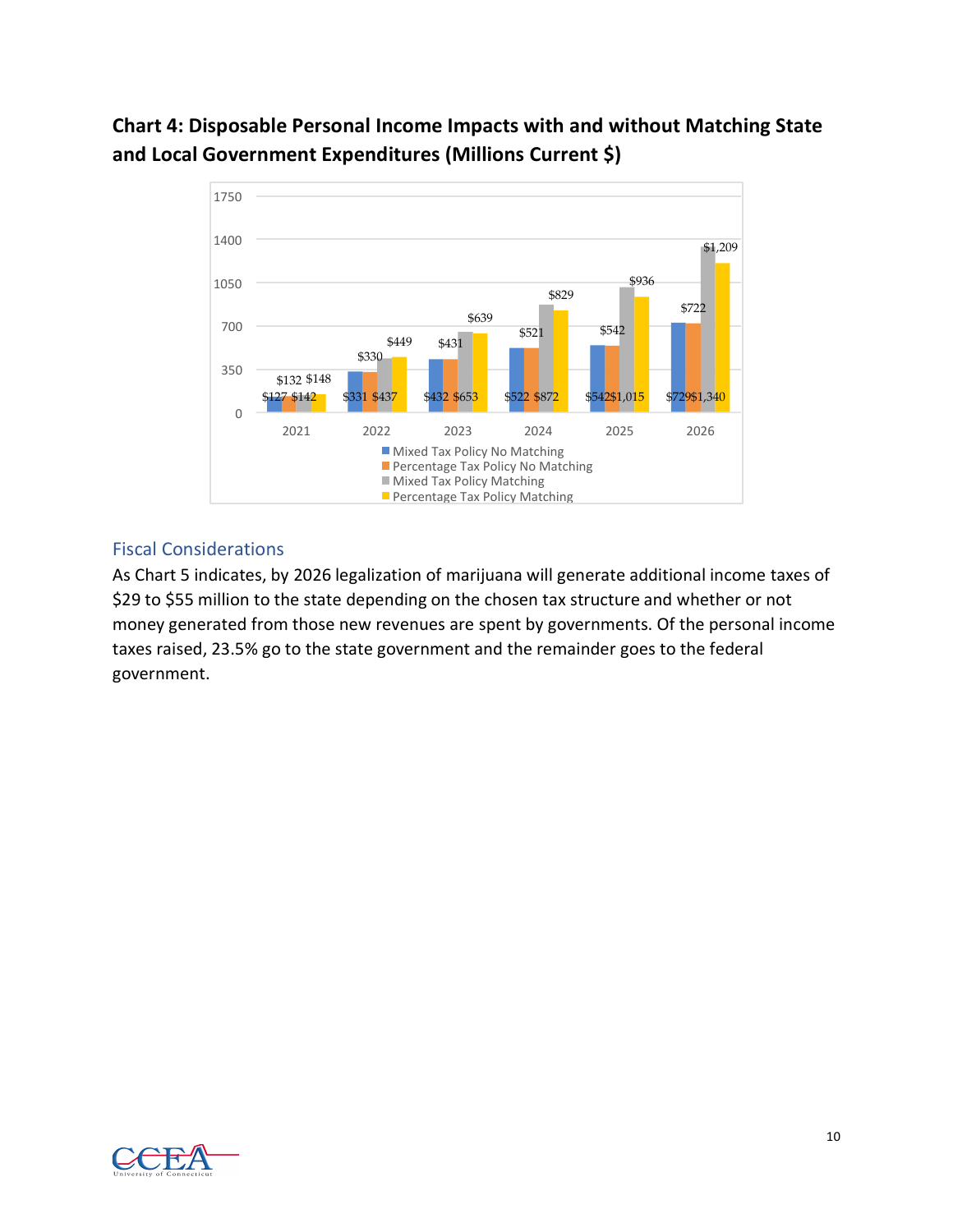**Chart 4: Disposable Personal Income Impacts with and without Matching State and Local Government Expenditures (Millions Current $)**

## Fiscal Considerations

As Chart 5 indicates, by 2026 legalization of marijuana will generate additional income taxes of $29 to $55 million to the state depending on the chosen tax structure and whether or not money generated from those new revenues are spent by governments. Of the personal income taxes raised, 23.5% go to the state government and the remainder goes to the federal government.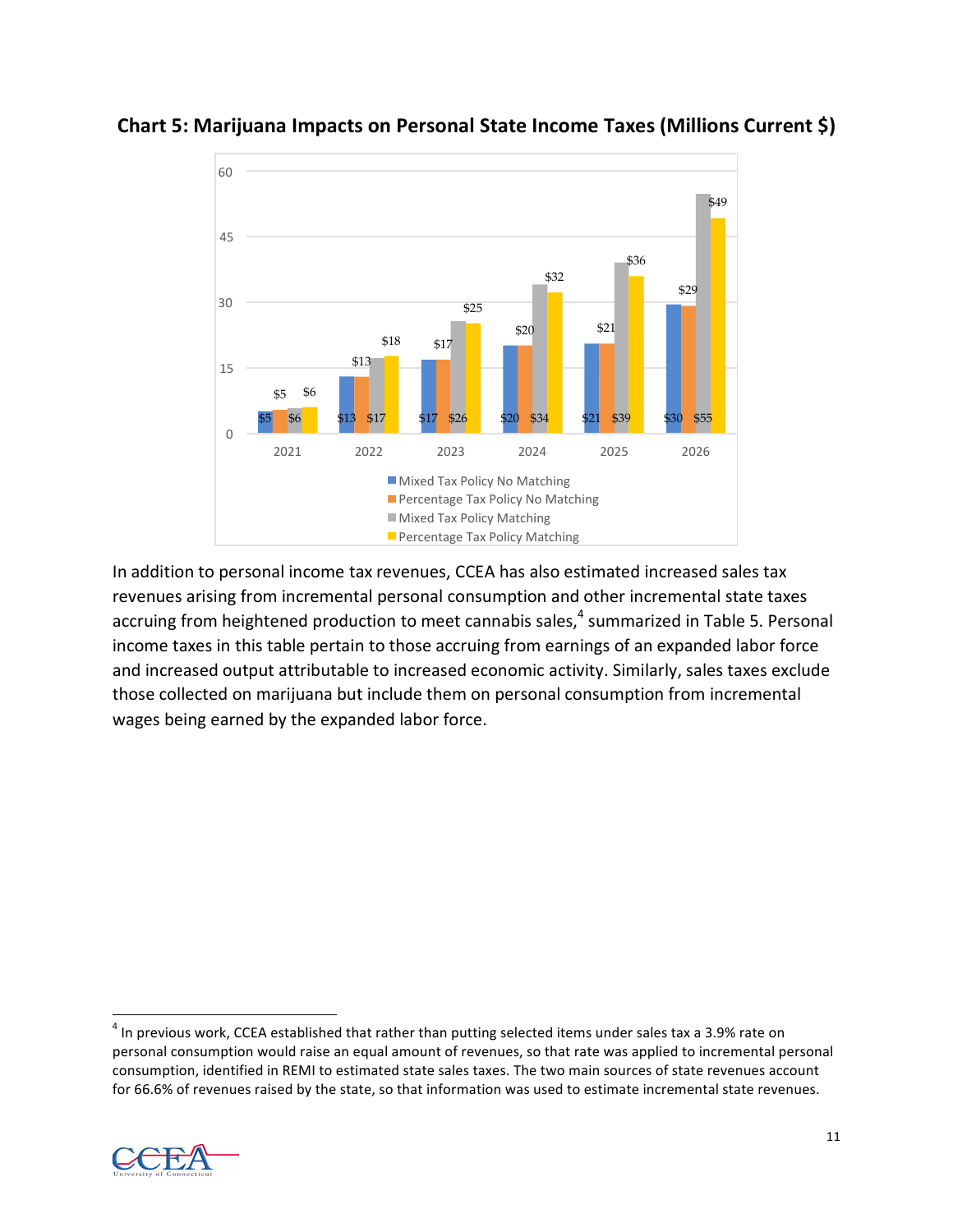**Chart 5: Marijuana Impacts on Personal State Income Taxes (Millions Current $)**

In addition to personal income tax revenues, CCEA has also estimated increased sales tax revenues arising from incremental personal consumption and other incremental state taxes accruing from heightened production to meet cannabis sales,[4] summarized in Table 5. Personal income taxes in this table pertain to those accruing from earnings of an expanded labor force and increased output attributable to increased economic activity. Similarly, sales taxes exclude those collected on marijuana but include them on personal consumption from incremental wages being earned by the expanded labor force.

[4] In previous work, CCEA established that rather than putting selected items under sales tax a 3.9% rate on personal consumption would raise an equal amount of revenues, so that rate was applied to incremental personal consumption, identified in REMI to estimated state sales taxes. The two main sources of state revenues account for 66.6% of revenues raised by the state, so that information was used to estimate incremental state revenues.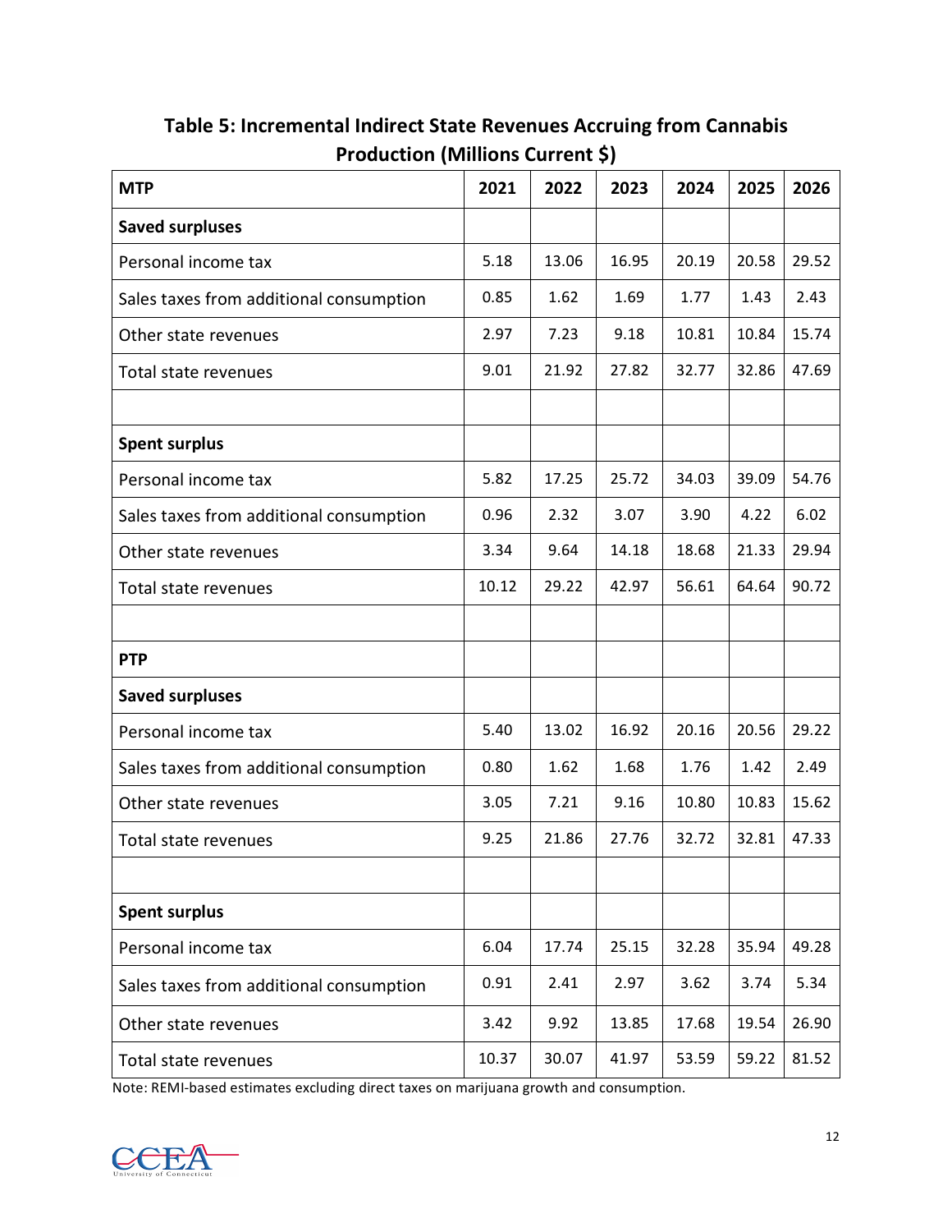## Table 5: Incremental Indirect State Revenues Accruing from Cannabis Production (Millions Current $)

| MTP | 2021 | 2022 | 2023 | 2024 | 2025 | 2026 |
|---|---|---|---|---|---|---|
| **Saved surpluses** | | | | | | |
| Personal income tax | 5.18 | 13.06 | 16.95 | 20.19 | 20.58 | 29.52 |
| Sales taxes from additional consumption | 0.85 | 1.62 | 1.69 | 1.77 | 1.43 | 2.43 |
| Other state revenues | 2.97 | 7.23 | 9.18 | 10.81 | 10.84 | 15.74 |
| Total state revenues | 9.01 | 21.92 | 27.82 | 32.77 | 32.86 | 47.69 |
| | | | | | | |
| **Spent surplus** | | | | | | |
| Personal income tax | 5.82 | 17.25 | 25.72 | 34.03 | 39.09 | 54.76 |
| Sales taxes from additional consumption | 0.96 | 2.32 | 3.07 | 3.90 | 4.22 | 6.02 |
| Other state revenues | 3.34 | 9.64 | 14.18 | 18.68 | 21.33 | 29.94 |
| Total state revenues | 10.12 | 29.22 | 42.97 | 56.61 | 64.64 | 90.72 |
| | | | | | | |
| **PTP** | | | | | | |
| **Saved surpluses** | | | | | | |
| Personal income tax | 5.40 | 13.02 | 16.92 | 20.16 | 20.56 | 29.22 |
| Sales taxes from additional consumption | 0.80 | 1.62 | 1.68 | 1.76 | 1.42 | 2.49 |
| Other state revenues | 3.05 | 7.21 | 9.16 | 10.80 | 10.83 | 15.62 |
| Total state revenues | 9.25 | 21.86 | 27.76 | 32.72 | 32.81 | 47.33 |
| | | | | | | |
| **Spent surplus** | | | | | | |
| Personal income tax | 6.04 | 17.74 | 25.15 | 32.28 | 35.94 | 49.28 |
| Sales taxes from additional consumption | 0.91 | 2.41 | 2.97 | 3.62 | 3.74 | 5.34 |
| Other state revenues | 3.42 | 9.92 | 13.85 | 17.68 | 19.54 | 26.90 |
| Total state revenues | 10.37 | 30.07 | 41.97 | 53.59 | 59.22 | 81.52 |

Note: REMI-based estimates excluding direct taxes on marijuana growth and consumption.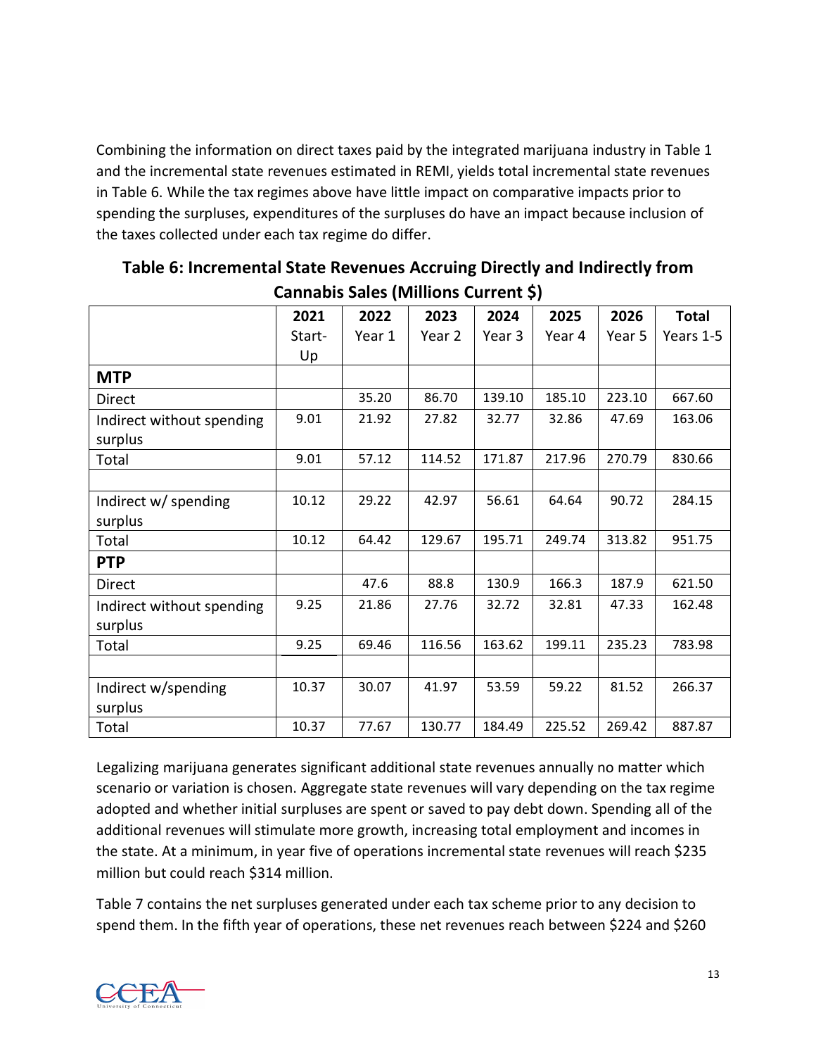Combining the information on direct taxes paid by the integrated marijuana industry in Table 1 and the incremental state revenues estimated in REMI, yields total incremental state revenues in Table 6. While the tax regimes above have little impact on comparative impacts prior to spending the surpluses, expenditures of the surpluses do have an impact because inclusion of the taxes collected under each tax regime do differ.

**Table 6: Incremental State Revenues Accruing Directly and Indirectly from Cannabis Sales (Millions Current $)**

| | 2021 Start-Up | 2022 Year 1 | 2023 Year 2 | 2024 Year 3 | 2025 Year 4 | 2026 Year 5 | Total Years 1-5 |
|---|---|---|---|---|---|---|---|
| **MTP** | | | | | | | |
| Direct | | 35.20 | 86.70 | 139.10 | 185.10 | 223.10 | 667.60 |
| Indirect without spending surplus | 9.01 | 21.92 | 27.82 | 32.77 | 32.86 | 47.69 | 163.06 |
| Total | 9.01 | 57.12 | 114.52 | 171.87 | 217.96 | 270.79 | 830.66 |
| | | | | | | | |
| Indirect w/ spending surplus | 10.12 | 29.22 | 42.97 | 56.61 | 64.64 | 90.72 | 284.15 |
| Total | 10.12 | 64.42 | 129.67 | 195.71 | 249.74 | 313.82 | 951.75 |
| **PTP** | | | | | | | |
| Direct | | 47.6 | 88.8 | 130.9 | 166.3 | 187.9 | 621.50 |
| Indirect without spending surplus | 9.25 | 21.86 | 27.76 | 32.72 | 32.81 | 47.33 | 162.48 |
| Total | 9.25 | 69.46 | 116.56 | 163.62 | 199.11 | 235.23 | 783.98 |
| | | | | | | | |
| Indirect w/spending surplus | 10.37 | 30.07 | 41.97 | 53.59 | 59.22 | 81.52 | 266.37 |
| Total | 10.37 | 77.67 | 130.77 | 184.49 | 225.52 | 269.42 | 887.87 |

Legalizing marijuana generates significant additional state revenues annually no matter which scenario or variation is chosen. Aggregate state revenues will vary depending on the tax regime adopted and whether initial surpluses are spent or saved to pay debt down. Spending all of the additional revenues will stimulate more growth, increasing total employment and incomes in the state. At a minimum, in year five of operations incremental state revenues will reach $235 million but could reach $314 million.

Table 7 contains the net surpluses generated under each tax scheme prior to any decision to spend them. In the fifth year of operations, these net revenues reach between $224 and $260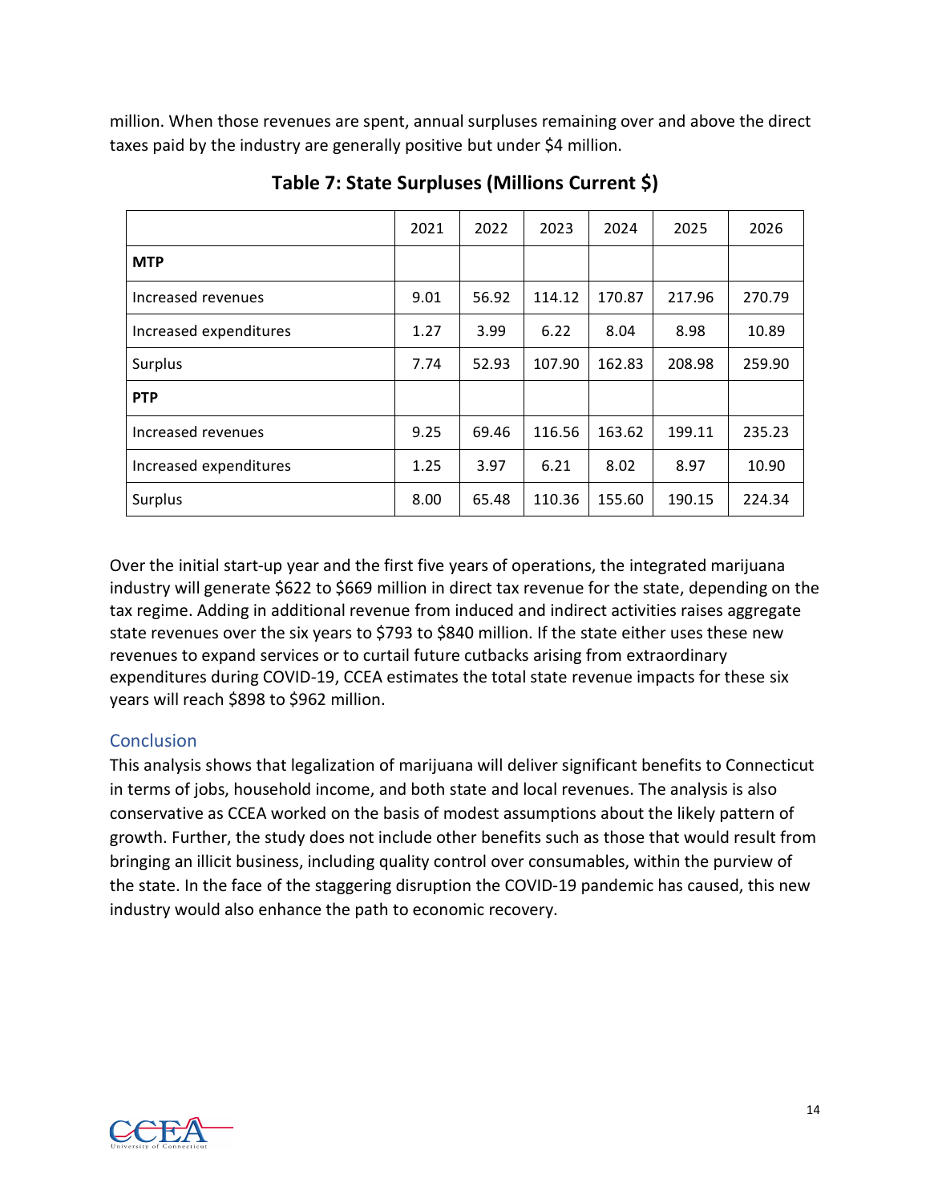million. When those revenues are spent, annual surpluses remaining over and above the direct taxes paid by the industry are generally positive but under $4 million.

**Table 7: State Surpluses (Millions Current $)**

| | 2021 | 2022 | 2023 | 2024 | 2025 | 2026 |
|---|---|---|---|---|---|---|
| **MTP** | | | | | | |
| Increased revenues | 9.01 | 56.92 | 114.12 | 170.87 | 217.96 | 270.79 |
| Increased expenditures | 1.27 | 3.99 | 6.22 | 8.04 | 8.98 | 10.89 |
| Surplus | 7.74 | 52.93 | 107.90 | 162.83 | 208.98 | 259.90 |
| **PTP** | | | | | | |
| Increased revenues | 9.25 | 69.46 | 116.56 | 163.62 | 199.11 | 235.23 |
| Increased expenditures | 1.25 | 3.97 | 6.21 | 8.02 | 8.97 | 10.90 |
| Surplus | 8.00 | 65.48 | 110.36 | 155.60 | 190.15 | 224.34 |

Over the initial start-up year and the first five years of operations, the integrated marijuana industry will generate $622 to $669 million in direct tax revenue for the state, depending on the tax regime. Adding in additional revenue from induced and indirect activities raises aggregate state revenues over the six years to $793 to $840 million. If the state either uses these new revenues to expand services or to curtail future cutbacks arising from extraordinary expenditures during COVID-19, CCEA estimates the total state revenue impacts for these six years will reach $898 to $962 million.

## Conclusion

This analysis shows that legalization of marijuana will deliver significant benefits to Connecticut in terms of jobs, household income, and both state and local revenues. The analysis is also conservative as CCEA worked on the basis of modest assumptions about the likely pattern of growth. Further, the study does not include other benefits such as those that would result from bringing an illicit business, including quality control over consumables, within the purview of the state. In the face of the staggering disruption the COVID-19 pandemic has caused, this new industry would also enhance the path to economic recovery.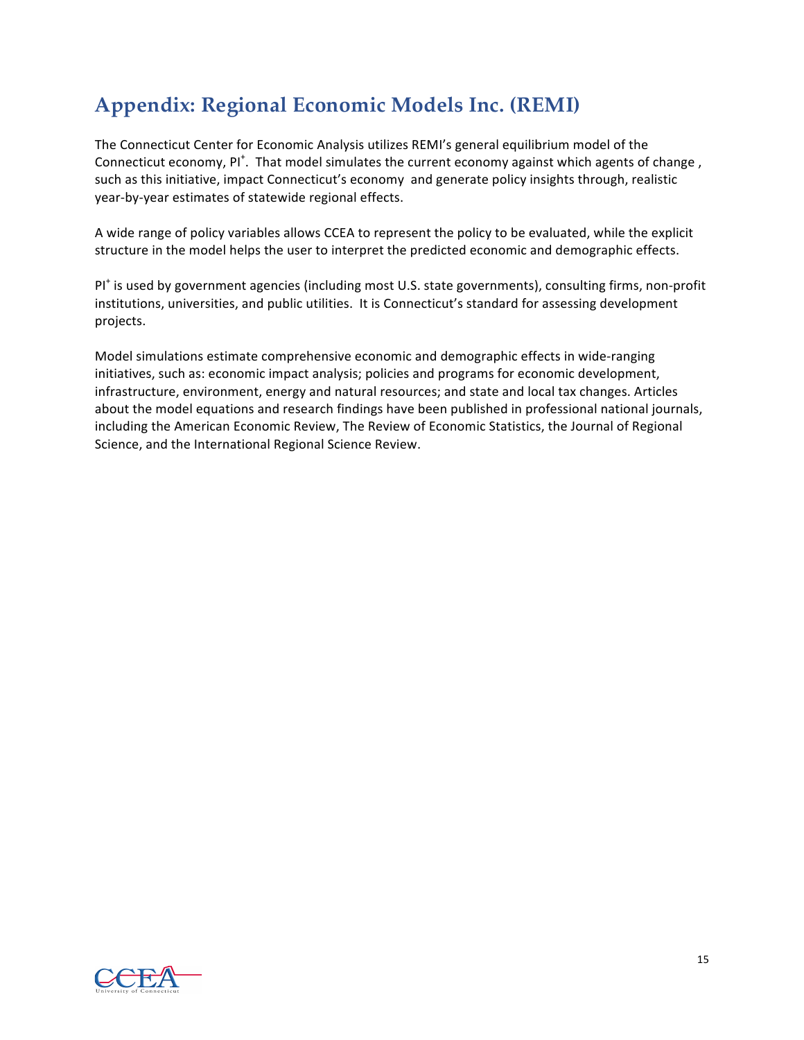# Appendix: Regional Economic Models Inc. (REMI)

The Connecticut Center for Economic Analysis utilizes REMI's general equilibrium model of the Connecticut economy, PI$^+$. That model simulates the current economy against which agents of change , such as this initiative, impact Connecticut's economy and generate policy insights through, realistic year-by-year estimates of statewide regional effects.

A wide range of policy variables allows CCEA to represent the policy to be evaluated, while the explicit structure in the model helps the user to interpret the predicted economic and demographic effects.

PI$^+$ is used by government agencies (including most U.S. state governments), consulting firms, non-profit institutions, universities, and public utilities. It is Connecticut's standard for assessing development projects.

Model simulations estimate comprehensive economic and demographic effects in wide-ranging initiatives, such as: economic impact analysis; policies and programs for economic development, infrastructure, environment, energy and natural resources; and state and local tax changes. Articles about the model equations and research findings have been published in professional national journals, including the American Economic Review, The Review of Economic Statistics, the Journal of Regional Science, and the International Regional Science Review.